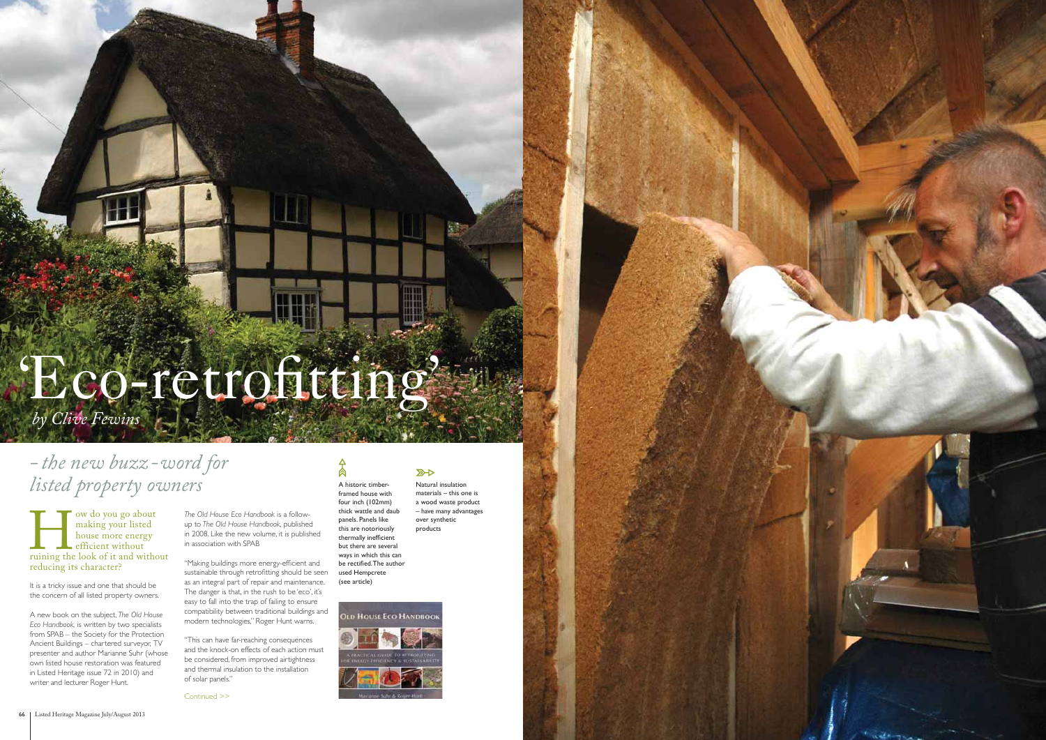# 'Eco-retrofitting'

*by Clive Fewins*

## *– the new buzz-word for listed property owners*

How do you go about making your listed house more energy efficient without ruining the look of it and without reducing its character?

It is a tricky issue and one that should be the concern of all listed property owners.

A new book on the subject, *The Old House Eco Handbook*, is written by two specialists from SPAB – the Society for the Protection Ancient Buildings – chartered surveyor, TV presenter and author Marianne Suhr (whose own listed house restoration was featured in Listed Heritage issue 72 in 2010) and writer and lecturer Roger Hunt.

*The Old House Eco Handbook* is a follow-up to *The Old House Handbook*, published in 2008. Like the new volume, it is published in association with SPAB

"Making buildings more energy-efficient and sustainable through retrofitting should be seen as an integral part of repair and maintenance. The danger is that, in the rush to be 'eco', it's easy to fall into the trap of failing to ensure compatibility between traditional buildings and modern technologies," Roger Hunt warns.

"This can have far-reaching consequences and the knock-on effects of each action must be considered, from improved airtightness and thermal insulation to the installation of solar panels."

Continued >>

A historic timber-framed house with four inch (102mm) thick wattle and daub panels. Panels like this are notoriously thermally inefficient but there are several ways in which this can be rectified. The author used Hempcrete (see article)

Natural insulation materials – this one is a wood waste product – have many advantages over synthetic products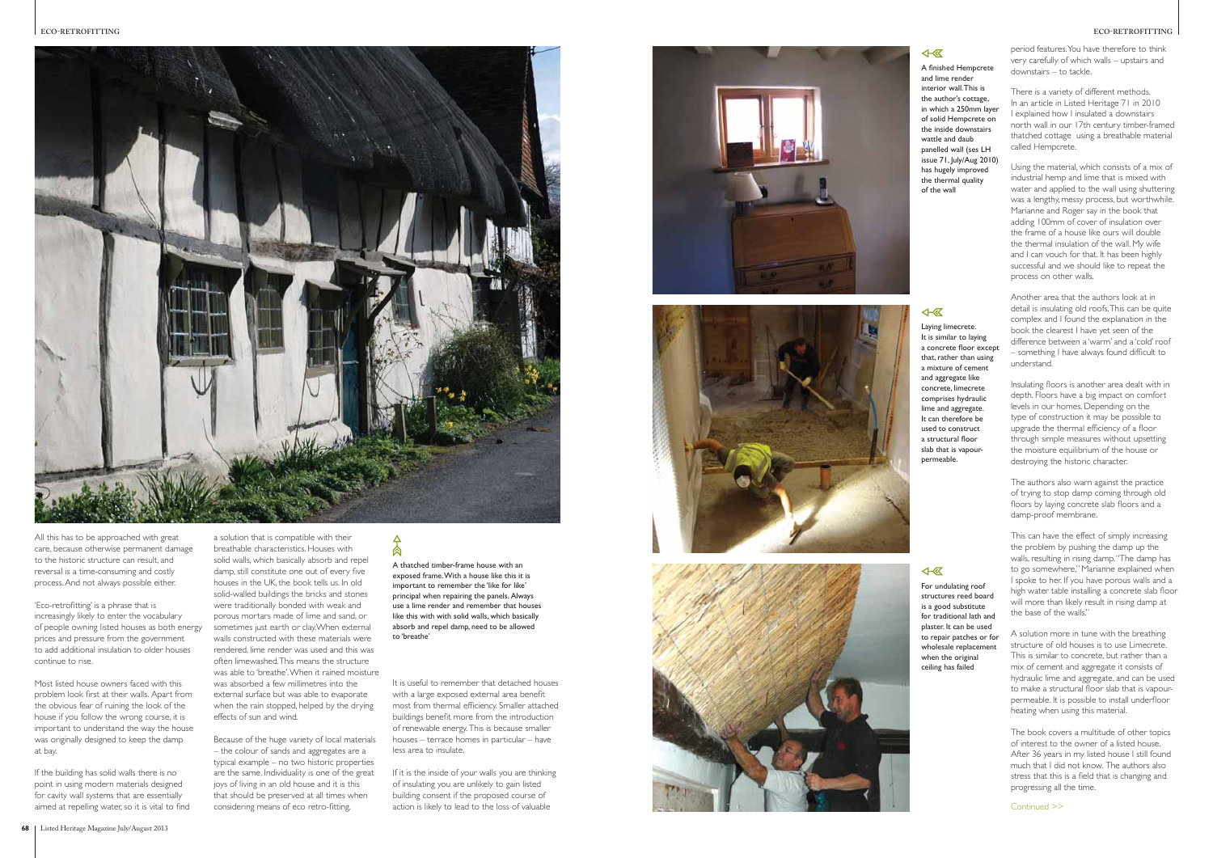All this has to be approached with great care, because otherwise permanent damage to the historic structure can result, and reversal is a time-consuming and costly process. And not always possible either.

'Eco-retrofitting' is a phrase that is increasingly likely to enter the vocabulary of people owning listed houses as both energy prices and pressure from the government to add additional insulation to older houses continue to rise.

Most listed house owners faced with this problem look first at their walls. Apart from the obvious fear of ruining the look of the house if you follow the wrong course, it is important to understand the way the house was originally designed to keep the damp at bay.

If the building has solid walls there is no point in using modern materials designed for cavity wall systems that are essentially aimed at repelling water, so it is vital to find a solution that is compatible with their breathable characteristics. Houses with solid walls, which basically absorb and repel damp, still constitute one out of every five houses in the UK, the book tells us. In old solid-walled buildings the bricks and stones were traditionally bonded with weak and porous mortars made of lime and sand, or sometimes just earth or clay. When external walls constructed with these materials were rendered, lime render was used and this was often limewashed. This means the structure was able to 'breathe'. When it rained moisture was absorbed a few millimetres into the external surface but was able to evaporate when the rain stopped, helped by the drying effects of sun and wind.

Because of the huge variety of local materials – the colour of sands and aggregates are a typical example – no two historic properties are the same. Individuality is one of the great joys of living in an old house and it is this that should be preserved at all times when considering means of eco retro-fitting.

**A thatched timber-frame house with an exposed frame. With a house like this it is important to remember the 'like for like' principal when repairing the panels. Always use a lime render and remember that houses like this with with solid walls, which basically absorb and repel damp, need to be allowed to 'breathe'**

It is useful to remember that detached houses with a large exposed external area benefit most from thermal efficiency. Smaller attached buildings benefit more from the introduction of renewable energy. This is because smaller houses – terrace homes in particular – have less area to insulate.

If it is the inside of your walls you are thinking of insulating you are unlikely to gain listed building consent if the proposed course of action is likely to lead to the loss of valuable period features. You have therefore to think very carefully of which walls – upstairs and downstairs – to tackle.

A finished Hempcrete and lime render interior wall. This is the author's cottage, in which a 250mm layer of solid Hempcrete on the inside downstairs wattle and daub panelled wall (ses LH issue 71, July/Aug 2010) has hugely improved the thermal quality of the wall

Laying limecrete. It is similar to laying a concrete floor except that, rather than using a mixture of cement and aggregate like concrete, limecrete comprises hydraulic lime and aggregate. It can therefore be used to construct a structural floor slab that is vapour-permeable.

For undulating roof structures reed board is a good substitute for traditional lath and plaster. It can be used to repair patches or for wholesale replacement when the original ceiling has failed

There is a variety of different methods. In an article in Listed Heritage 71 in 2010 I explained how I insulated a downstairs north wall in our 17th century timber-framed thatched cottage using a breathable material called Hempcrete.

Using the material, which consists of a mix of industrial hemp and lime that is mixed with water and applied to the wall using shuttering was a lengthy, messy process, but worthwhile. Marianne and Roger say in the book that adding 100mm of cover of insulation over the frame of a house like ours will double the thermal insulation of the wall. My wife and I can vouch for that. It has been highly successful and we should like to repeat the process on other walls.

Another area that the authors look at in detail is insulating old roofs. This can be quite complex and I found the explanation in the book the clearest I have yet seen of the difference between a 'warm' and a 'cold' roof – something I have always found difficult to understand.

Insulating floors is another area dealt with in depth. Floors have a big impact on comfort levels in our homes. Depending on the type of construction it may be possible to upgrade the thermal efficiency of a floor through simple measures without upsetting the moisture equilibrium of the house or destroying the historic character.

The authors also warn against the practice of trying to stop damp coming through old floors by laying concrete slab floors and a damp-proof membrane.

This can have the effect of simply increasing the problem by pushing the damp up the walls, resulting in rising damp. "The damp has to go somewhere," Marianne explained when I spoke to her. If you have porous walls and a high water table installing a concrete slab floor will more than likely result in rising damp at the base of the walls."

A solution more in tune with the breathing structure of old houses is to use Limecrete. This is similar to concrete, but rather than a mix of cement and aggregate it consists of hydraulic lime and aggregate, and can be used to make a structural floor slab that is vapour-permeable. It is possible to install underfloor heating when using this material.

The book covers a multitude of other topics of interest to the owner of a listed house. After 36 years in my listed house I still found much that I did not know. The authors also stress that this is a field that is changing and progressing all the time.

Continued >>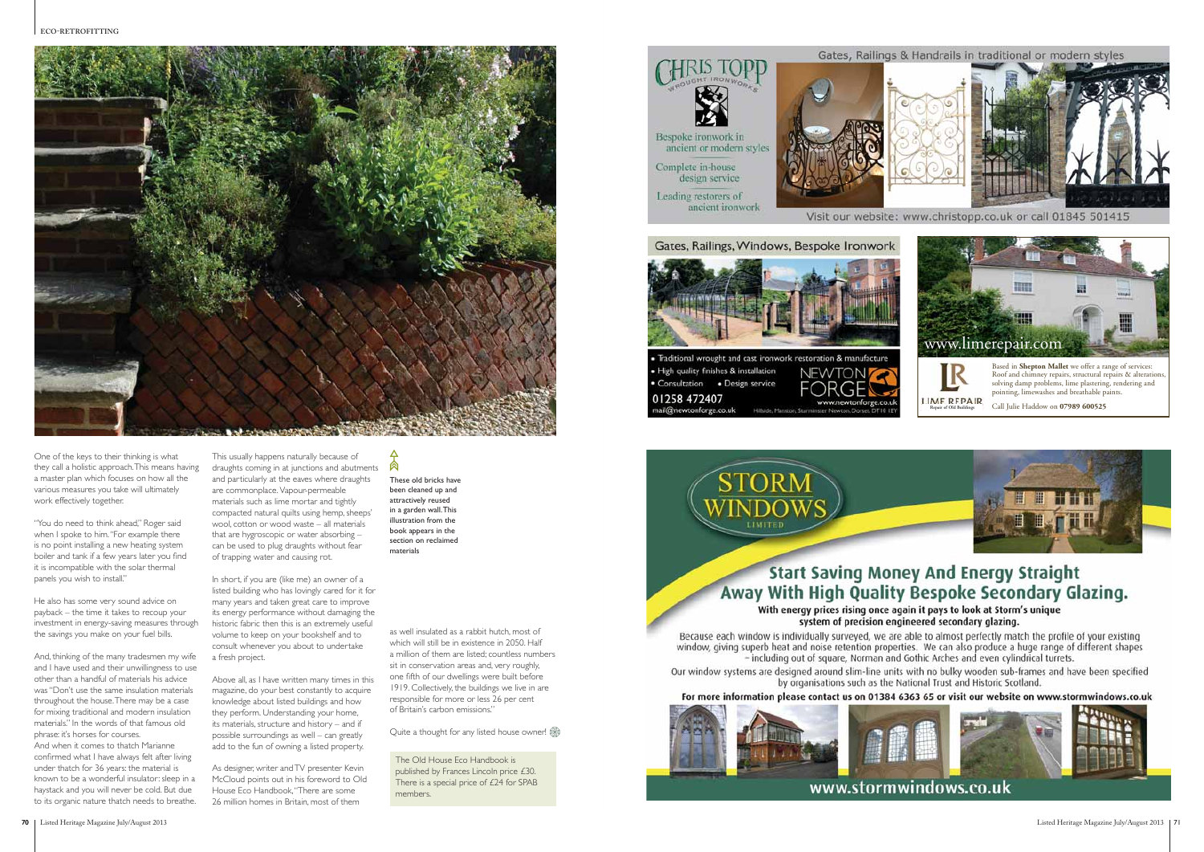One of the keys to their thinking is what they call a holistic approach. This means having a master plan which focuses on how all the various measures you take will ultimately work effectively together.

"You do need to think ahead," Roger said when I spoke to him. "For example there is no point installing a new heating system boiler and tank if a few years later you find it is incompatible with the solar thermal panels you wish to install."

He also has some very sound advice on payback – the time it takes to recoup your investment in energy-saving measures through the savings you make on your fuel bills.

And, thinking of the many tradesmen my wife and I have used and their unwillingness to use other than a handful of materials his advice was "Don't use the same insulation materials throughout the house. There may be a case for mixing traditional and modern insulation materials." In the words of that famous old phrase: it's horses for courses.

And when it comes to thatch Marianne confirmed what I have always felt after living under thatch for 36 years: the material is known to be a wonderful insulator: sleep in a haystack and you will never be cold. But due to its organic nature thatch needs to breathe. This usually happens naturally because of draughts coming in at junctions and abutments and particularly at the eaves where draughts are commonplace. Vapour-permeable materials such as lime mortar and tightly compacted natural quilts using hemp, sheeps' wool, cotton or wood waste – all materials that are hygroscopic or water absorbing – can be used to plug draughts without fear of trapping water and causing rot.

In short, if you are (like me) an owner of a listed building who has lovingly cared for it for many years and taken great care to improve its energy performance without damaging the historic fabric then this is an extremely useful volume to keep on your bookshelf and to consult whenever you about to undertake a fresh project.

Above all, as I have written many times in this magazine, do your best constantly to acquire knowledge about listed buildings and how they perform. Understanding your home, its materials, structure and history – and if possible surroundings as well – can greatly add to the fun of owning a listed property.

As designer, writer and TV presenter Kevin McCloud points out in his foreword to Old House Eco Handbook, "There are some 26 million homes in Britain, most of them as well insulated as a rabbit hutch, most of which will still be in existence in 2050. Half a million of them are listed; countless numbers sit in conservation areas and, very roughly, one fifth of our dwellings were built before 1919. Collectively, the buildings we live in are responsible for more or less 26 per cent of Britain's carbon emissions."

Quite a thought for any listed house owner!

These old bricks have been cleaned up and attractively reused in a garden wall. This illustration from the book appears in the section on reclaimed materials

The Old House Eco Handbook is published by Frances Lincoln price £30. There is a special price of £24 for SPAB members.